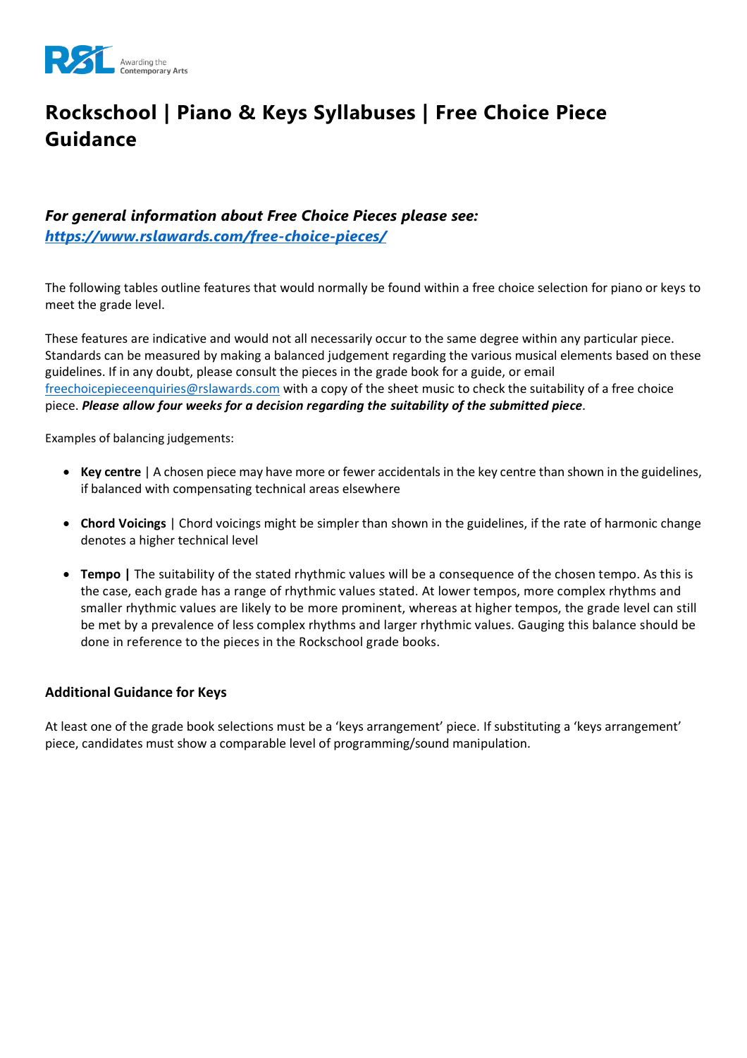# Rockschool | Piano & Keys Syllabuses | Free Choice Piece Guidance

***For general information about Free Choice Pieces please see:*** 
***[https://www.rslawards.com/free-choice-pieces/](https://www.rslawards.com/free-choice-pieces/)***

The following tables outline features that would normally be found within a free choice selection for piano or keys to meet the grade level.

These features are indicative and would not all necessarily occur to the same degree within any particular piece. Standards can be measured by making a balanced judgement regarding the various musical elements based on these guidelines. If in any doubt, please consult the pieces in the grade book for a guide, or email [freechoicepieceenquiries@rslawards.com](mailto:freechoicepieceenquiries@rslawards.com) with a copy of the sheet music to check the suitability of a free choice piece. ***Please allow four weeks for a decision regarding the suitability of the submitted piece***.

Examples of balancing judgements:

- **Key centre** | A chosen piece may have more or fewer accidentals in the key centre than shown in the guidelines, if balanced with compensating technical areas elsewhere
- **Chord Voicings** | Chord voicings might be simpler than shown in the guidelines, if the rate of harmonic change denotes a higher technical level
- **Tempo |** The suitability of the stated rhythmic values will be a consequence of the chosen tempo. As this is the case, each grade has a range of rhythmic values stated. At lower tempos, more complex rhythms and smaller rhythmic values are likely to be more prominent, whereas at higher tempos, the grade level can still be met by a prevalence of less complex rhythms and larger rhythmic values. Gauging this balance should be done in reference to the pieces in the Rockschool grade books.

### Additional Guidance for Keys

At least one of the grade book selections must be a 'keys arrangement' piece. If substituting a 'keys arrangement' piece, candidates must show a comparable level of programming/sound manipulation.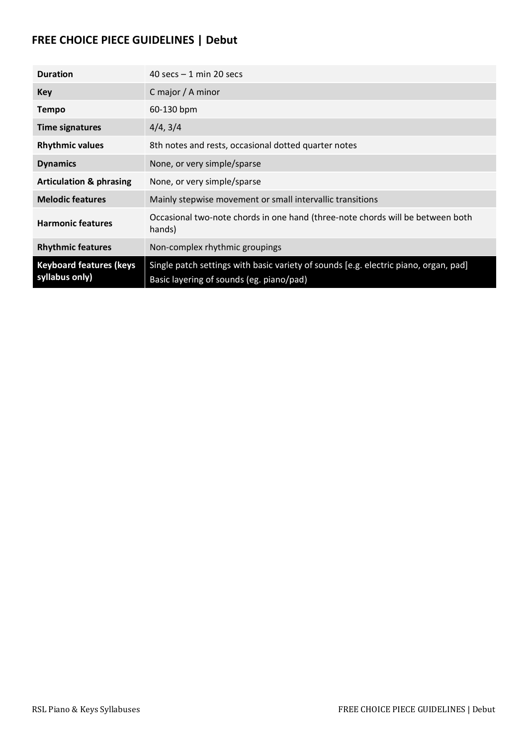## FREE CHOICE PIECE GUIDELINES | Debut

| | |
|---|---|
| **Duration** | 40 secs – 1 min 20 secs |
| **Key** | C major / A minor |
| **Tempo** | 60-130 bpm |
| **Time signatures** | 4/4, 3/4 |
| **Rhythmic values** | 8th notes and rests, occasional dotted quarter notes |
| **Dynamics** | None, or very simple/sparse |
| **Articulation & phrasing** | None, or very simple/sparse |
| **Melodic features** | Mainly stepwise movement or small intervallic transitions |
| **Harmonic features** | Occasional two-note chords in one hand (three-note chords will be between both hands) |
| **Rhythmic features** | Non-complex rhythmic groupings |
| **Keyboard features (keys syllabus only)** | Single patch settings with basic variety of sounds [e.g. electric piano, organ, pad] Basic layering of sounds (eg. piano/pad) |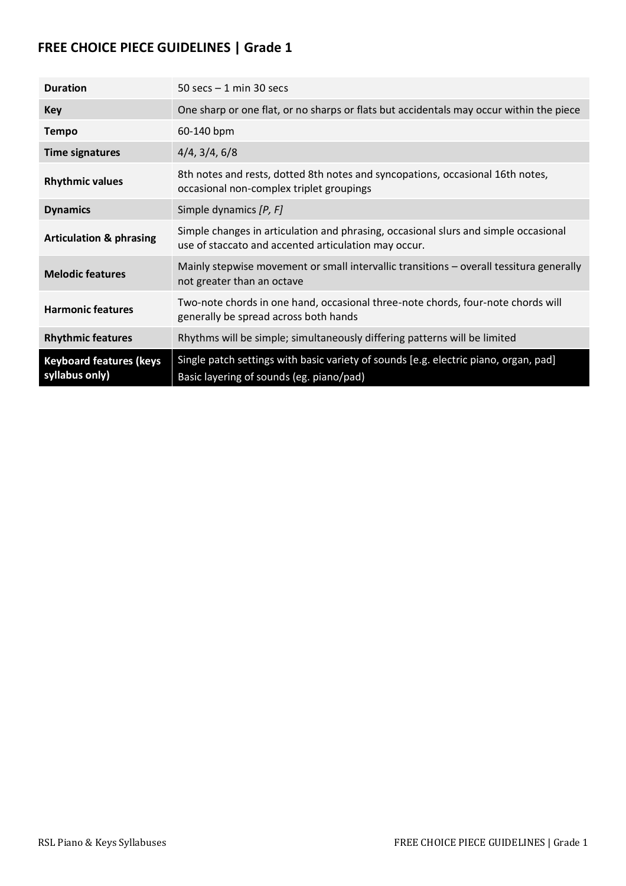## FREE CHOICE PIECE GUIDELINES | Grade 1

| | |
|---|---|
| **Duration** | 50 secs – 1 min 30 secs |
| **Key** | One sharp or one flat, or no sharps or flats but accidentals may occur within the piece |
| **Tempo** | 60-140 bpm |
| **Time signatures** | 4/4, 3/4, 6/8 |
| **Rhythmic values** | 8th notes and rests, dotted 8th notes and syncopations, occasional 16th notes, occasional non-complex triplet groupings |
| **Dynamics** | Simple dynamics *[P, F]* |
| **Articulation & phrasing** | Simple changes in articulation and phrasing, occasional slurs and simple occasional use of staccato and accented articulation may occur. |
| **Melodic features** | Mainly stepwise movement or small intervallic transitions – overall tessitura generally not greater than an octave |
| **Harmonic features** | Two-note chords in one hand, occasional three-note chords, four-note chords will generally be spread across both hands |
| **Rhythmic features** | Rhythms will be simple; simultaneously differing patterns will be limited |
| **Keyboard features (keys syllabus only)** | Single patch settings with basic variety of sounds [e.g. electric piano, organ, pad] Basic layering of sounds (eg. piano/pad) |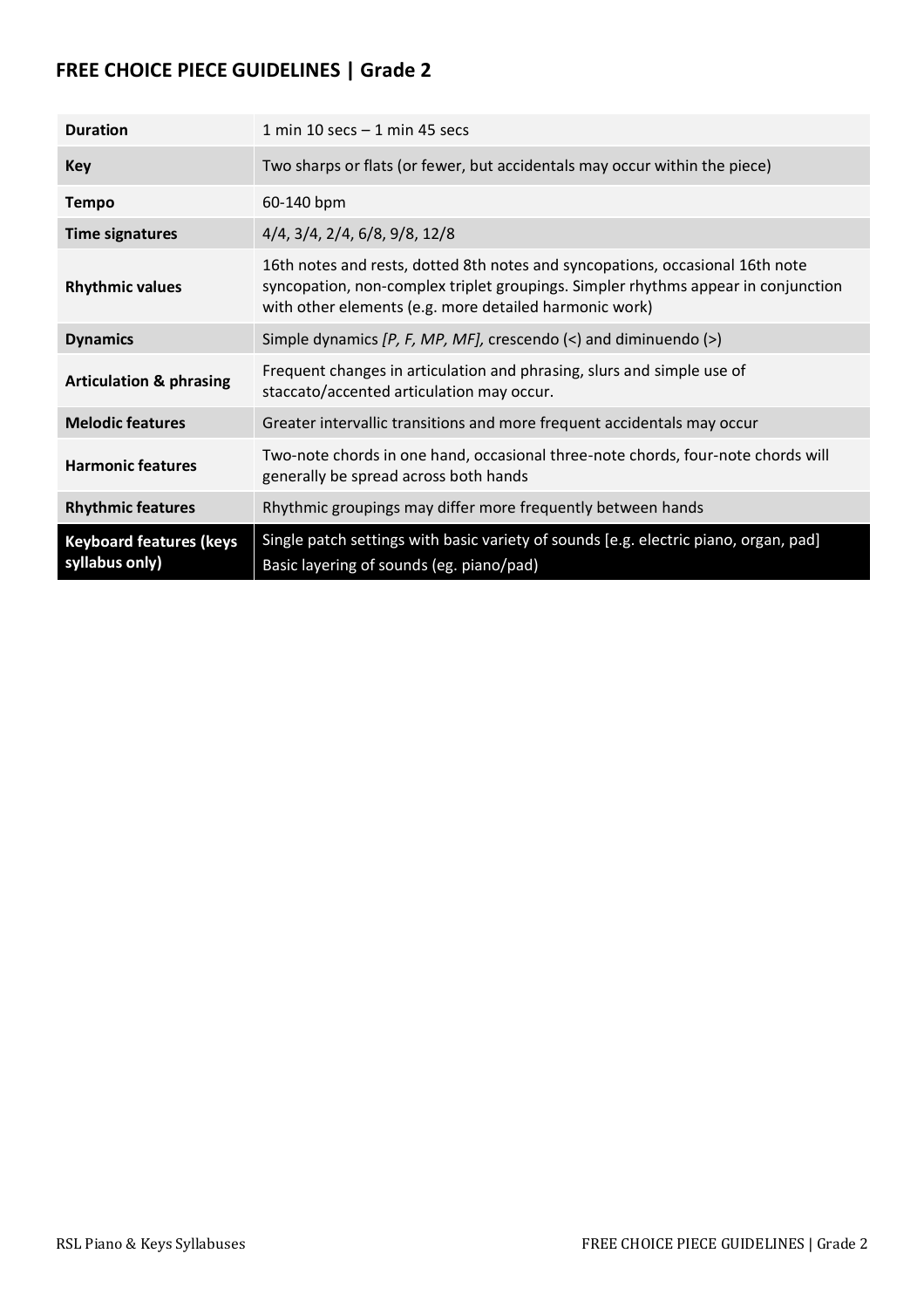## FREE CHOICE PIECE GUIDELINES | Grade 2

| | |
|---|---|
| **Duration** | 1 min 10 secs – 1 min 45 secs |
| **Key** | Two sharps or flats (or fewer, but accidentals may occur within the piece) |
| **Tempo** | 60-140 bpm |
| **Time signatures** | 4/4, 3/4, 2/4, 6/8, 9/8, 12/8 |
| **Rhythmic values** | 16th notes and rests, dotted 8th notes and syncopations, occasional 16th note syncopation, non-complex triplet groupings. Simpler rhythms appear in conjunction with other elements (e.g. more detailed harmonic work) |
| **Dynamics** | Simple dynamics *[P, F, MP, MF],* crescendo (<) and diminuendo (>) |
| **Articulation & phrasing** | Frequent changes in articulation and phrasing, slurs and simple use of staccato/accented articulation may occur. |
| **Melodic features** | Greater intervallic transitions and more frequent accidentals may occur |
| **Harmonic features** | Two-note chords in one hand, occasional three-note chords, four-note chords will generally be spread across both hands |
| **Rhythmic features** | Rhythmic groupings may differ more frequently between hands |
| **Keyboard features (keys syllabus only)** | Single patch settings with basic variety of sounds [e.g. electric piano, organ, pad] Basic layering of sounds (eg. piano/pad) |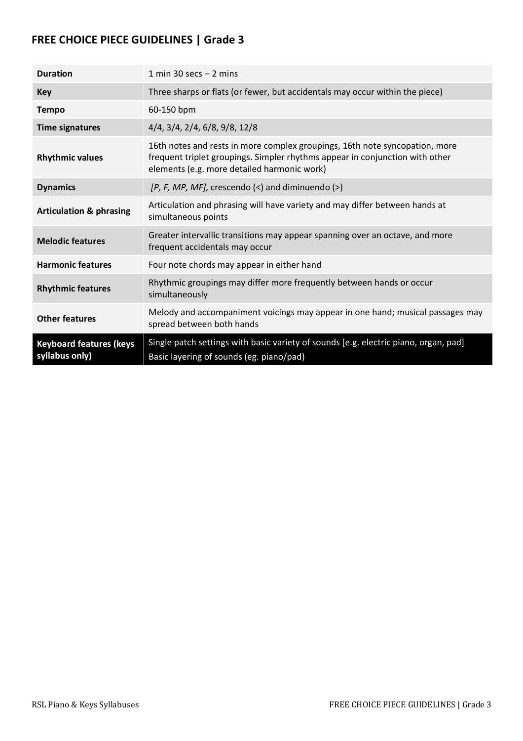## FREE CHOICE PIECE GUIDELINES | Grade 3

| | |
|---|---|
| **Duration** | 1 min 30 secs – 2 mins |
| **Key** | Three sharps or flats (or fewer, but accidentals may occur within the piece) |
| **Tempo** | 60-150 bpm |
| **Time signatures** | 4/4, 3/4, 2/4, 6/8, 9/8, 12/8 |
| **Rhythmic values** | 16th notes and rests in more complex groupings, 16th note syncopation, more frequent triplet groupings. Simpler rhythms appear in conjunction with other elements (e.g. more detailed harmonic work) |
| **Dynamics** | *[P, F, MP, MF],* crescendo (<) and diminuendo (>) |
| **Articulation & phrasing** | Articulation and phrasing will have variety and may differ between hands at simultaneous points |
| **Melodic features** | Greater intervallic transitions may appear spanning over an octave, and more frequent accidentals may occur |
| **Harmonic features** | Four note chords may appear in either hand |
| **Rhythmic features** | Rhythmic groupings may differ more frequently between hands or occur simultaneously |
| **Other features** | Melody and accompaniment voicings may appear in one hand; musical passages may spread between both hands |
| **Keyboard features (keys syllabus only)** | Single patch settings with basic variety of sounds [e.g. electric piano, organ, pad]<br>Basic layering of sounds (eg. piano/pad) |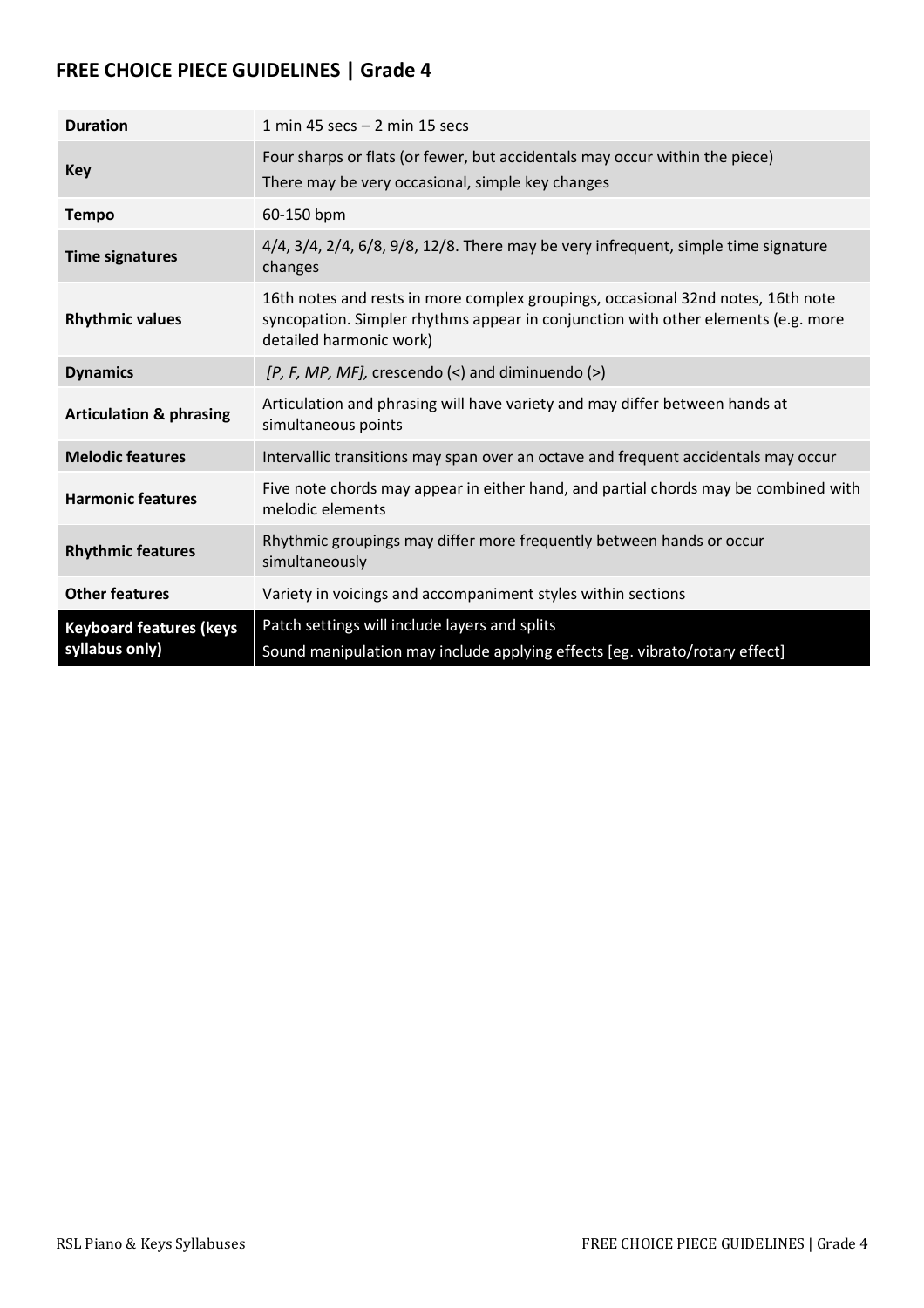## FREE CHOICE PIECE GUIDELINES | Grade 4

| | |
|---|---|
| **Duration** | 1 min 45 secs – 2 min 15 secs |
| **Key** | Four sharps or flats (or fewer, but accidentals may occur within the piece)<br>There may be very occasional, simple key changes |
| **Tempo** | 60-150 bpm |
| **Time signatures** | 4/4, 3/4, 2/4, 6/8, 9/8, 12/8. There may be very infrequent, simple time signature changes |
| **Rhythmic values** | 16th notes and rests in more complex groupings, occasional 32nd notes, 16th note syncopation. Simpler rhythms appear in conjunction with other elements (e.g. more detailed harmonic work) |
| **Dynamics** | *[P, F, MP, MF]*, crescendo (<) and diminuendo (>) |
| **Articulation & phrasing** | Articulation and phrasing will have variety and may differ between hands at simultaneous points |
| **Melodic features** | Intervallic transitions may span over an octave and frequent accidentals may occur |
| **Harmonic features** | Five note chords may appear in either hand, and partial chords may be combined with melodic elements |
| **Rhythmic features** | Rhythmic groupings may differ more frequently between hands or occur simultaneously |
| **Other features** | Variety in voicings and accompaniment styles within sections |
| **Keyboard features (keys syllabus only)** | Patch settings will include layers and splits<br>Sound manipulation may include applying effects [eg. vibrato/rotary effect] |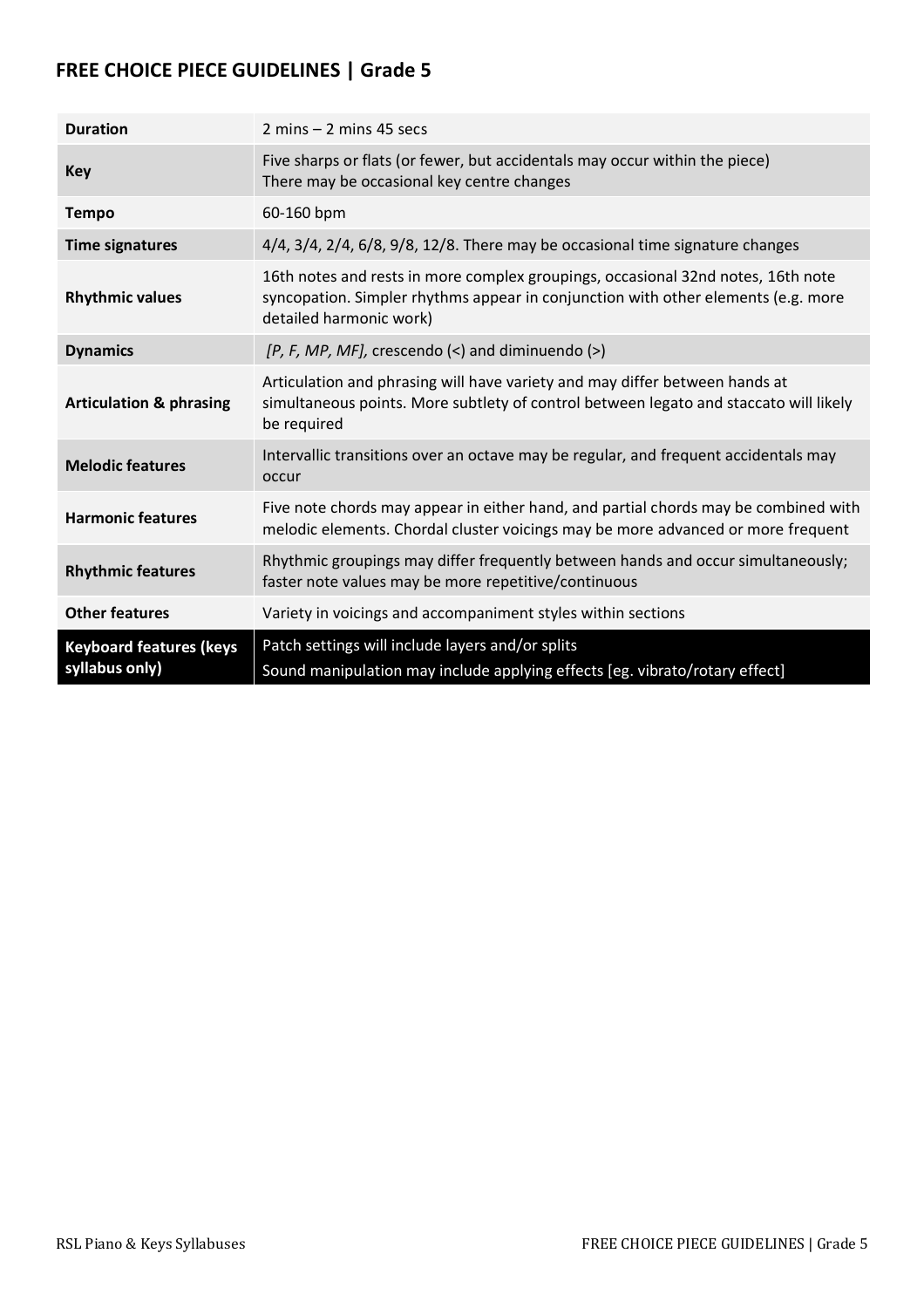## FREE CHOICE PIECE GUIDELINES | Grade 5

| | |
|---|---|
| **Duration** | 2 mins – 2 mins 45 secs |
| **Key** | Five sharps or flats (or fewer, but accidentals may occur within the piece)<br>There may be occasional key centre changes |
| **Tempo** | 60-160 bpm |
| **Time signatures** | 4/4, 3/4, 2/4, 6/8, 9/8, 12/8. There may be occasional time signature changes |
| **Rhythmic values** | 16th notes and rests in more complex groupings, occasional 32nd notes, 16th note syncopation. Simpler rhythms appear in conjunction with other elements (e.g. more detailed harmonic work) |
| **Dynamics** | *[P, F, MP, MF],* crescendo (<) and diminuendo (>) |
| **Articulation & phrasing** | Articulation and phrasing will have variety and may differ between hands at simultaneous points. More subtlety of control between legato and staccato will likely be required |
| **Melodic features** | Intervallic transitions over an octave may be regular, and frequent accidentals may occur |
| **Harmonic features** | Five note chords may appear in either hand, and partial chords may be combined with melodic elements. Chordal cluster voicings may be more advanced or more frequent |
| **Rhythmic features** | Rhythmic groupings may differ frequently between hands and occur simultaneously; faster note values may be more repetitive/continuous |
| **Other features** | Variety in voicings and accompaniment styles within sections |
| **Keyboard features (keys syllabus only)** | Patch settings will include layers and/or splits<br>Sound manipulation may include applying effects [eg. vibrato/rotary effect] |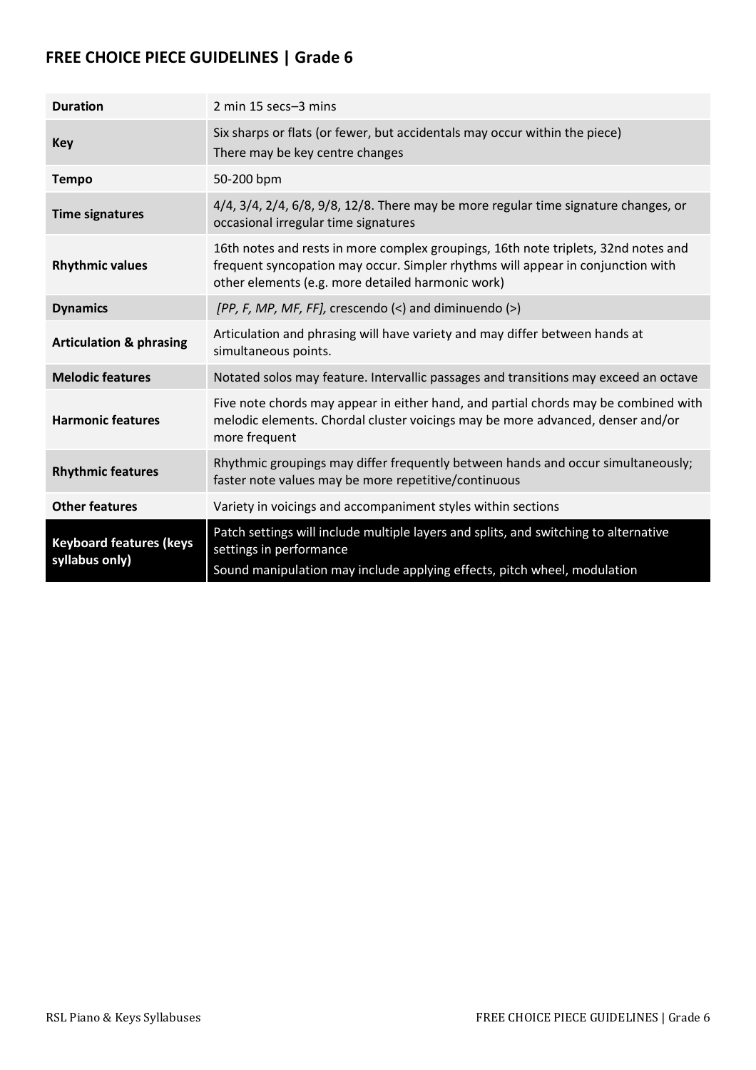## FREE CHOICE PIECE GUIDELINES | Grade 6

| | |
|---|---|
| **Duration** | 2 min 15 secs–3 mins |
| **Key** | Six sharps or flats (or fewer, but accidentals may occur within the piece)<br>There may be key centre changes |
| **Tempo** | 50-200 bpm |
| **Time signatures** | 4/4, 3/4, 2/4, 6/8, 9/8, 12/8. There may be more regular time signature changes, or occasional irregular time signatures |
| **Rhythmic values** | 16th notes and rests in more complex groupings, 16th note triplets, 32nd notes and frequent syncopation may occur. Simpler rhythms will appear in conjunction with other elements (e.g. more detailed harmonic work) |
| **Dynamics** | *[PP, F, MP, MF, FF],* crescendo (<) and diminuendo (>) |
| **Articulation & phrasing** | Articulation and phrasing will have variety and may differ between hands at simultaneous points. |
| **Melodic features** | Notated solos may feature. Intervallic passages and transitions may exceed an octave |
| **Harmonic features** | Five note chords may appear in either hand, and partial chords may be combined with melodic elements. Chordal cluster voicings may be more advanced, denser and/or more frequent |
| **Rhythmic features** | Rhythmic groupings may differ frequently between hands and occur simultaneously; faster note values may be more repetitive/continuous |
| **Other features** | Variety in voicings and accompaniment styles within sections |
| **Keyboard features (keys syllabus only)** | Patch settings will include multiple layers and splits, and switching to alternative settings in performance<br>Sound manipulation may include applying effects, pitch wheel, modulation |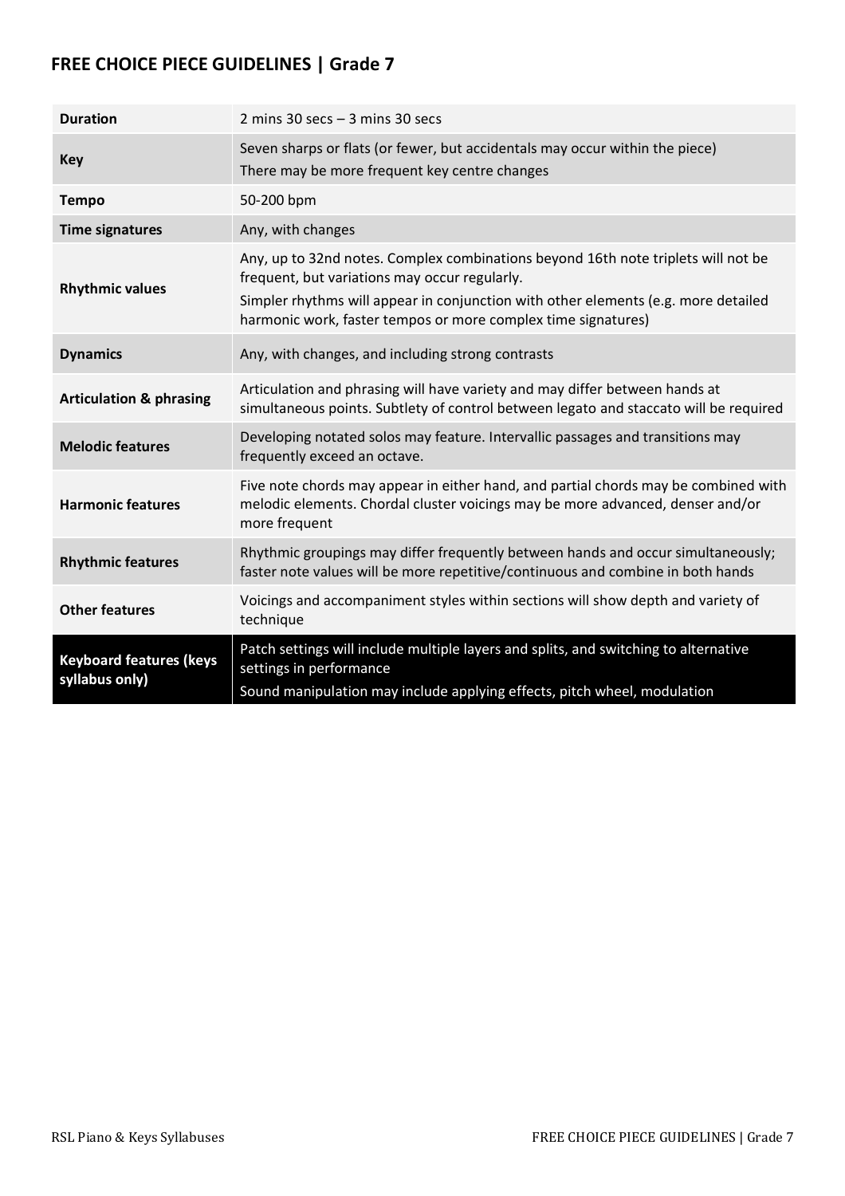## FREE CHOICE PIECE GUIDELINES | Grade 7

| | |
|---|---|
| **Duration** | 2 mins 30 secs – 3 mins 30 secs |
| **Key** | Seven sharps or flats (or fewer, but accidentals may occur within the piece)<br>There may be more frequent key centre changes |
| **Tempo** | 50-200 bpm |
| **Time signatures** | Any, with changes |
| **Rhythmic values** | Any, up to 32nd notes. Complex combinations beyond 16th note triplets will not be frequent, but variations may occur regularly.<br>Simpler rhythms will appear in conjunction with other elements (e.g. more detailed harmonic work, faster tempos or more complex time signatures) |
| **Dynamics** | Any, with changes, and including strong contrasts |
| **Articulation & phrasing** | Articulation and phrasing will have variety and may differ between hands at simultaneous points. Subtlety of control between legato and staccato will be required |
| **Melodic features** | Developing notated solos may feature. Intervallic passages and transitions may frequently exceed an octave. |
| **Harmonic features** | Five note chords may appear in either hand, and partial chords may be combined with melodic elements. Chordal cluster voicings may be more advanced, denser and/or more frequent |
| **Rhythmic features** | Rhythmic groupings may differ frequently between hands and occur simultaneously; faster note values will be more repetitive/continuous and combine in both hands |
| **Other features** | Voicings and accompaniment styles within sections will show depth and variety of technique |
| **Keyboard features (keys syllabus only)** | Patch settings will include multiple layers and splits, and switching to alternative settings in performance<br>Sound manipulation may include applying effects, pitch wheel, modulation |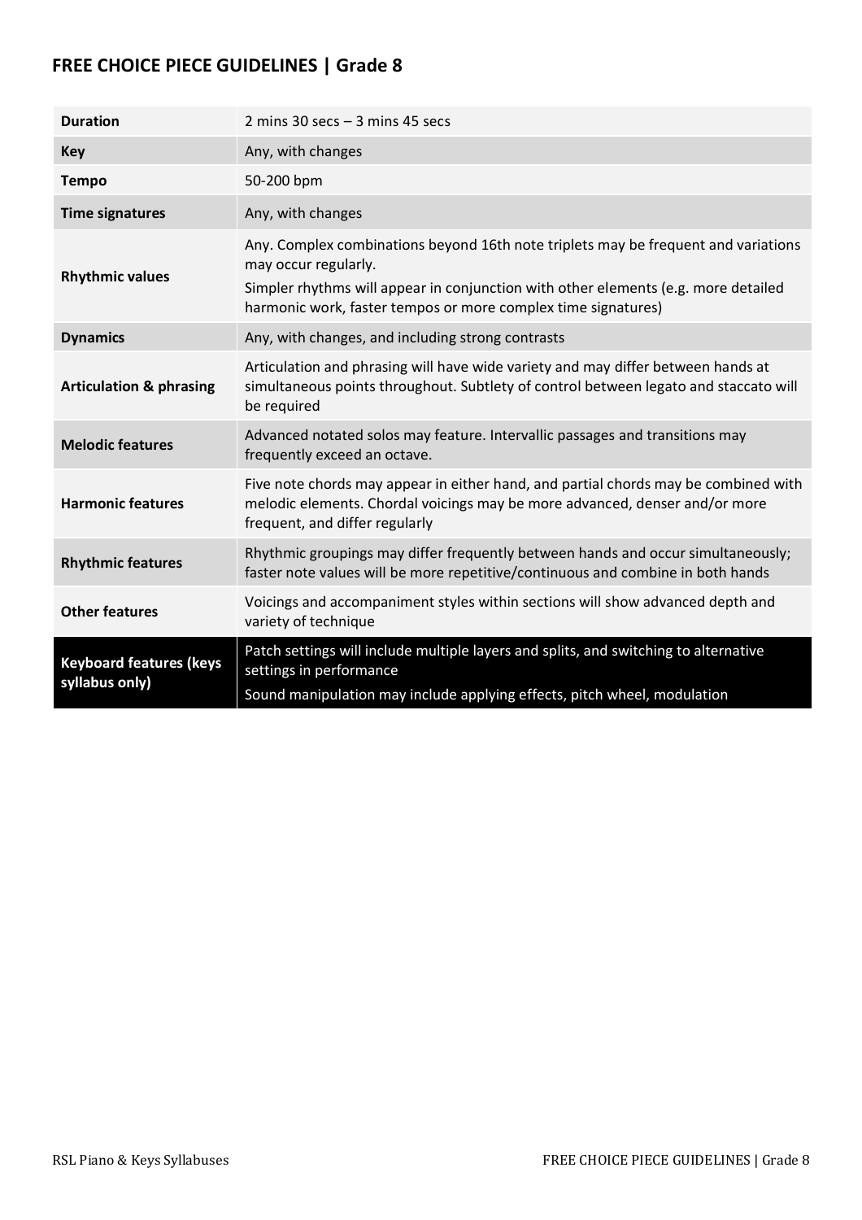## FREE CHOICE PIECE GUIDELINES | Grade 8

| | |
|---|---|
| **Duration** | 2 mins 30 secs – 3 mins 45 secs |
| **Key** | Any, with changes |
| **Tempo** | 50-200 bpm |
| **Time signatures** | Any, with changes |
| **Rhythmic values** | Any. Complex combinations beyond 16th note triplets may be frequent and variations may occur regularly.<br>Simpler rhythms will appear in conjunction with other elements (e.g. more detailed harmonic work, faster tempos or more complex time signatures) |
| **Dynamics** | Any, with changes, and including strong contrasts |
| **Articulation & phrasing** | Articulation and phrasing will have wide variety and may differ between hands at simultaneous points throughout. Subtlety of control between legato and staccato will be required |
| **Melodic features** | Advanced notated solos may feature. Intervallic passages and transitions may frequently exceed an octave. |
| **Harmonic features** | Five note chords may appear in either hand, and partial chords may be combined with melodic elements. Chordal voicings may be more advanced, denser and/or more frequent, and differ regularly |
| **Rhythmic features** | Rhythmic groupings may differ frequently between hands and occur simultaneously; faster note values will be more repetitive/continuous and combine in both hands |
| **Other features** | Voicings and accompaniment styles within sections will show advanced depth and variety of technique |
| **Keyboard features (keys syllabus only)** | Patch settings will include multiple layers and splits, and switching to alternative settings in performance<br>Sound manipulation may include applying effects, pitch wheel, modulation |